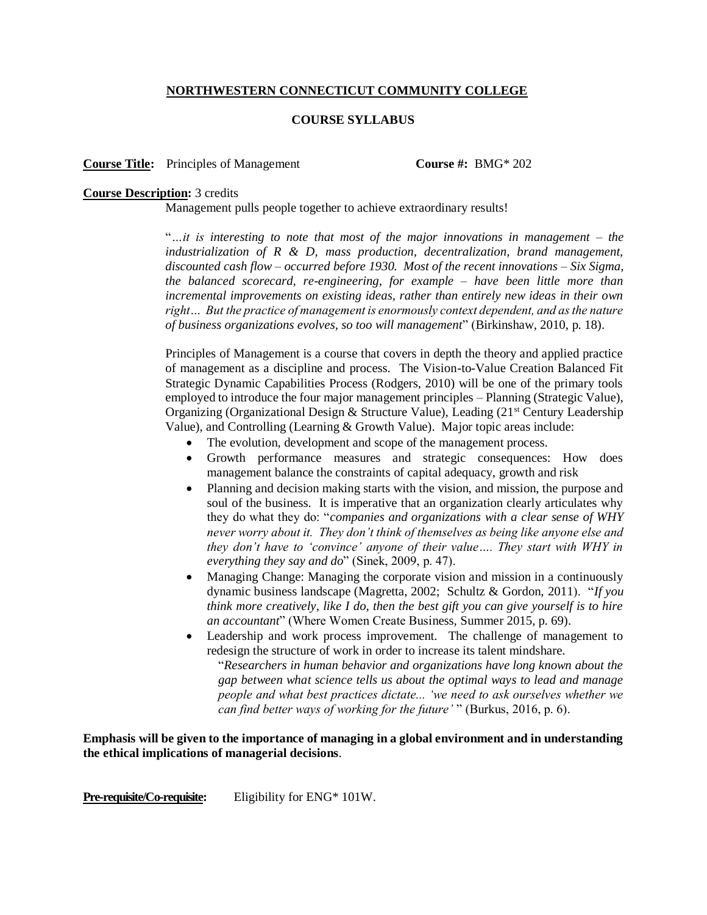**NORTHWESTERN CONNECTICUT COMMUNITY COLLEGE**

**COURSE SYLLABUS**

**Course Title:** Principles of Management **Course #:** BMG* 202

**Course Description:** 3 credits

Management pulls people together to achieve extraordinary results!

"*…it is interesting to note that most of the major innovations in management – the industrialization of R & D, mass production, decentralization, brand management, discounted cash flow – occurred before 1930. Most of the recent innovations – Six Sigma, the balanced scorecard, re-engineering, for example – have been little more than incremental improvements on existing ideas, rather than entirely new ideas in their own right… But the practice of management is enormously context dependent, and as the nature of business organizations evolves, so too will management*" (Birkinshaw, 2010, p. 18).

Principles of Management is a course that covers in depth the theory and applied practice of management as a discipline and process. The Vision-to-Value Creation Balanced Fit Strategic Dynamic Capabilities Process (Rodgers, 2010) will be one of the primary tools employed to introduce the four major management principles – Planning (Strategic Value), Organizing (Organizational Design & Structure Value), Leading (21st Century Leadership Value), and Controlling (Learning & Growth Value). Major topic areas include:

- The evolution, development and scope of the management process.
- Growth performance measures and strategic consequences: How does management balance the constraints of capital adequacy, growth and risk
- Planning and decision making starts with the vision, and mission, the purpose and soul of the business. It is imperative that an organization clearly articulates why they do what they do: "*companies and organizations with a clear sense of WHY never worry about it. They don't think of themselves as being like anyone else and they don't have to 'convince' anyone of their value…. They start with WHY in everything they say and do*" (Sinek, 2009, p. 47).
- Managing Change: Managing the corporate vision and mission in a continuously dynamic business landscape (Magretta, 2002; Schultz & Gordon, 2011). "*If you think more creatively, like I do, then the best gift you can give yourself is to hire an accountant*" (Where Women Create Business, Summer 2015, p. 69).
- Leadership and work process improvement. The challenge of management to redesign the structure of work in order to increase its talent mindshare.

  "*Researchers in human behavior and organizations have long known about the gap between what science tells us about the optimal ways to lead and manage people and what best practices dictate... 'we need to ask ourselves whether we can find better ways of working for the future'* " (Burkus, 2016, p. 6).

**Emphasis will be given to the importance of managing in a global environment and in understanding the ethical implications of managerial decisions**.

**Pre-requisite/Co-requisite:** Eligibility for ENG* 101W.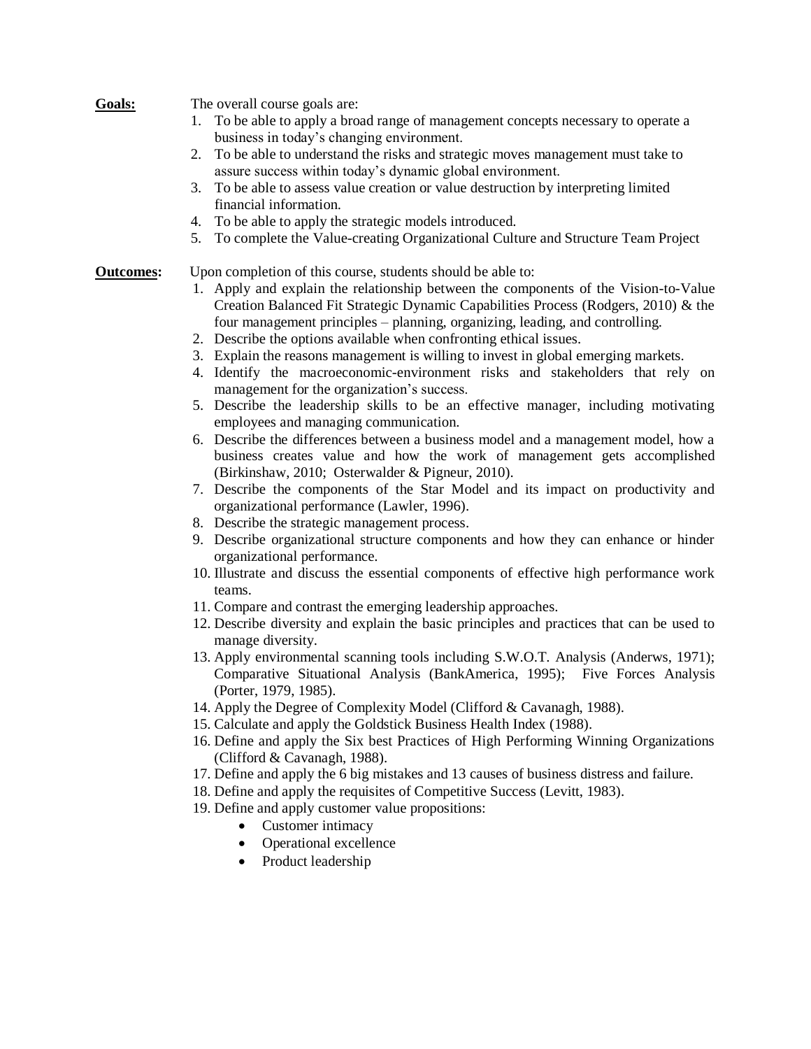**Goals:** The overall course goals are:

1. To be able to apply a broad range of management concepts necessary to operate a business in today's changing environment.
2. To be able to understand the risks and strategic moves management must take to assure success within today's dynamic global environment.
3. To be able to assess value creation or value destruction by interpreting limited financial information.
4. To be able to apply the strategic models introduced.
5. To complete the Value-creating Organizational Culture and Structure Team Project

**Outcomes:** Upon completion of this course, students should be able to:

1. Apply and explain the relationship between the components of the Vision-to-Value Creation Balanced Fit Strategic Dynamic Capabilities Process (Rodgers, 2010) & the four management principles – planning, organizing, leading, and controlling.
2. Describe the options available when confronting ethical issues.
3. Explain the reasons management is willing to invest in global emerging markets.
4. Identify the macroeconomic-environment risks and stakeholders that rely on management for the organization's success.
5. Describe the leadership skills to be an effective manager, including motivating employees and managing communication.
6. Describe the differences between a business model and a management model, how a business creates value and how the work of management gets accomplished (Birkinshaw, 2010; Osterwalder & Pigneur, 2010).
7. Describe the components of the Star Model and its impact on productivity and organizational performance (Lawler, 1996).
8. Describe the strategic management process.
9. Describe organizational structure components and how they can enhance or hinder organizational performance.
10. Illustrate and discuss the essential components of effective high performance work teams.
11. Compare and contrast the emerging leadership approaches.
12. Describe diversity and explain the basic principles and practices that can be used to manage diversity.
13. Apply environmental scanning tools including S.W.O.T. Analysis (Anderws, 1971); Comparative Situational Analysis (BankAmerica, 1995); Five Forces Analysis (Porter, 1979, 1985).
14. Apply the Degree of Complexity Model (Clifford & Cavanagh, 1988).
15. Calculate and apply the Goldstick Business Health Index (1988).
16. Define and apply the Six best Practices of High Performing Winning Organizations (Clifford & Cavanagh, 1988).
17. Define and apply the 6 big mistakes and 13 causes of business distress and failure.
18. Define and apply the requisites of Competitive Success (Levitt, 1983).
19. Define and apply customer value propositions:
    - Customer intimacy
    - Operational excellence
    - Product leadership